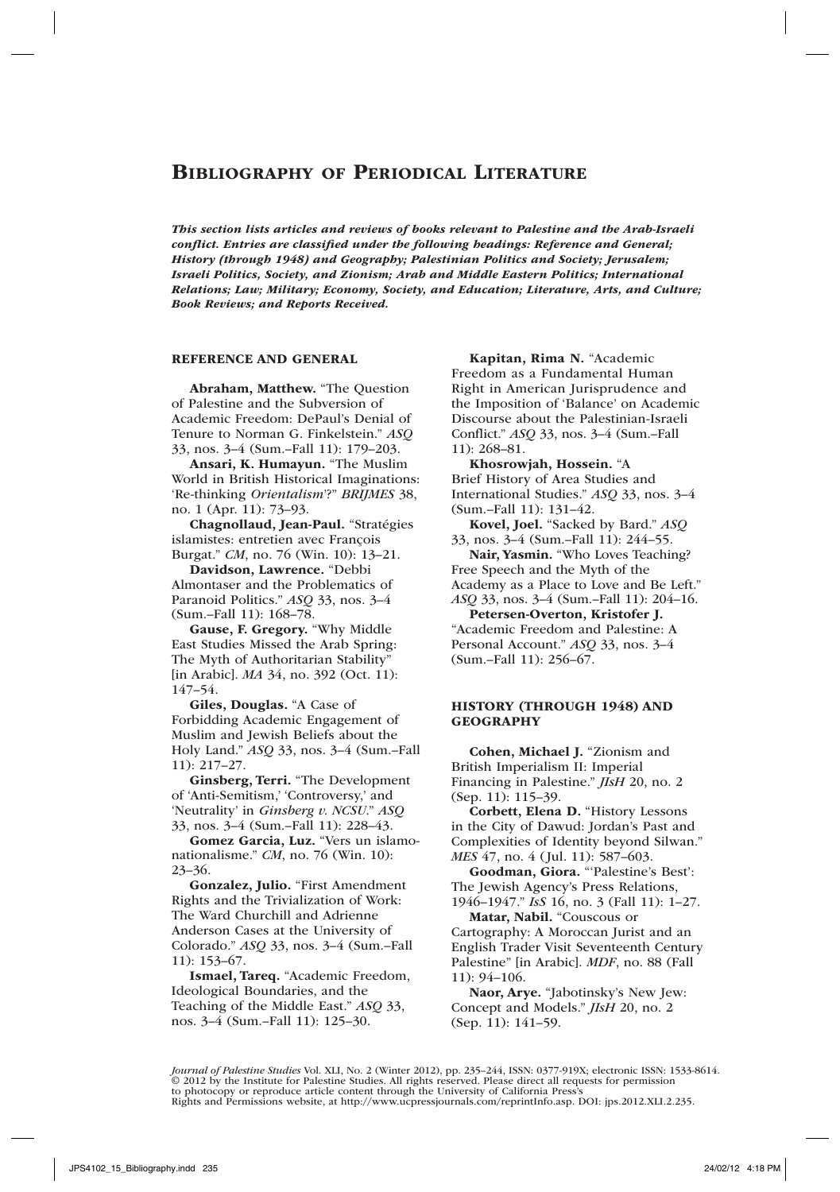# Bibliography of Periodical Literature

***This section lists articles and reviews of books relevant to Palestine and the Arab-Israeli conflict. Entries are classified under the following headings: Reference and General; History (through 1948) and Geography; Palestinian Politics and Society; Jerusalem; Israeli Politics, Society, and Zionism; Arab and Middle Eastern Politics; International Relations; Law; Military; Economy, Society, and Education; Literature, Arts, and Culture; Book Reviews; and Reports Received.***

## REFERENCE AND GENERAL

**Abraham, Matthew.** "The Question of Palestine and the Subversion of Academic Freedom: DePaul's Denial of Tenure to Norman G. Finkelstein." *ASQ* 33, nos. 3–4 (Sum.–Fall 11): 179–203.

**Ansari, K. Humayun.** "The Muslim World in British Historical Imaginations: 'Re-thinking *Orientalism*'?" *BRIJMES* 38, no. 1 (Apr. 11): 73–93.

**Chagnollaud, Jean-Paul.** "Stratégies islamistes: entretien avec François Burgat." *CM*, no. 76 (Win. 10): 13–21.

**Davidson, Lawrence.** "Debbi Almontaser and the Problematics of Paranoid Politics." *ASQ* 33, nos. 3–4 (Sum.–Fall 11): 168–78.

**Gause, F. Gregory.** "Why Middle East Studies Missed the Arab Spring: The Myth of Authoritarian Stability" [in Arabic]. *MA* 34, no. 392 (Oct. 11): 147–54.

**Giles, Douglas.** "A Case of Forbidding Academic Engagement of Muslim and Jewish Beliefs about the Holy Land." *ASQ* 33, nos. 3–4 (Sum.–Fall 11): 217–27.

**Ginsberg, Terri.** "The Development of 'Anti-Semitism,' 'Controversy,' and 'Neutrality' in *Ginsberg v. NCSU*." *ASQ* 33, nos. 3–4 (Sum.–Fall 11): 228–43.

**Gomez Garcia, Luz.** "Vers un islamo-nationalisme." *CM*, no. 76 (Win. 10): 23–36.

**Gonzalez, Julio.** "First Amendment Rights and the Trivialization of Work: The Ward Churchill and Adrienne Anderson Cases at the University of Colorado." *ASQ* 33, nos. 3–4 (Sum.–Fall 11): 153–67.

**Ismael, Tareq.** "Academic Freedom, Ideological Boundaries, and the Teaching of the Middle East." *ASQ* 33, nos. 3–4 (Sum.–Fall 11): 125–30.

**Kapitan, Rima N.** "Academic Freedom as a Fundamental Human Right in American Jurisprudence and the Imposition of 'Balance' on Academic Discourse about the Palestinian-Israeli Conflict." *ASQ* 33, nos. 3–4 (Sum.–Fall 11): 268–81.

**Khosrowjah, Hossein.** "A Brief History of Area Studies and International Studies." *ASQ* 33, nos. 3–4 (Sum.–Fall 11): 131–42.

**Kovel, Joel.** "Sacked by Bard." *ASQ* 33, nos. 3–4 (Sum.–Fall 11): 244–55.

**Nair, Yasmin.** "Who Loves Teaching? Free Speech and the Myth of the Academy as a Place to Love and Be Left." *ASQ* 33, nos. 3–4 (Sum.–Fall 11): 204–16.

**Petersen-Overton, Kristofer J.** "Academic Freedom and Palestine: A Personal Account." *ASQ* 33, nos. 3–4 (Sum.–Fall 11): 256–67.

## HISTORY (THROUGH 1948) AND GEOGRAPHY

**Cohen, Michael J.** "Zionism and British Imperialism II: Imperial Financing in Palestine." *JIsH* 20, no. 2 (Sep. 11): 115–39.

**Corbett, Elena D.** "History Lessons in the City of Dawud: Jordan's Past and Complexities of Identity beyond Silwan." *MES* 47, no. 4 (Jul. 11): 587–603.

**Goodman, Giora.** "'Palestine's Best': The Jewish Agency's Press Relations, 1946–1947." *IsS* 16, no. 3 (Fall 11): 1–27.

**Matar, Nabil.** "Couscous or Cartography: A Moroccan Jurist and an English Trader Visit Seventeenth Century Palestine" [in Arabic]. *MDF*, no. 88 (Fall 11): 94–106.

**Naor, Arye.** "Jabotinsky's New Jew: Concept and Models." *JIsH* 20, no. 2 (Sep. 11): 141–59.

*Journal of Palestine Studies* Vol. XLI, No. 2 (Winter 2012), pp. 235–244, ISSN: 0377-919X; electronic ISSN: 1533-8614. © 2012 by the Institute for Palestine Studies. All rights reserved. Please direct all requests for permission to photocopy or reproduce article content through the University of California Press's Rights and Permissions website, at http://www.ucpressjournals.com/reprintInfo.asp. DOI: jps.2012.XLI.2.235.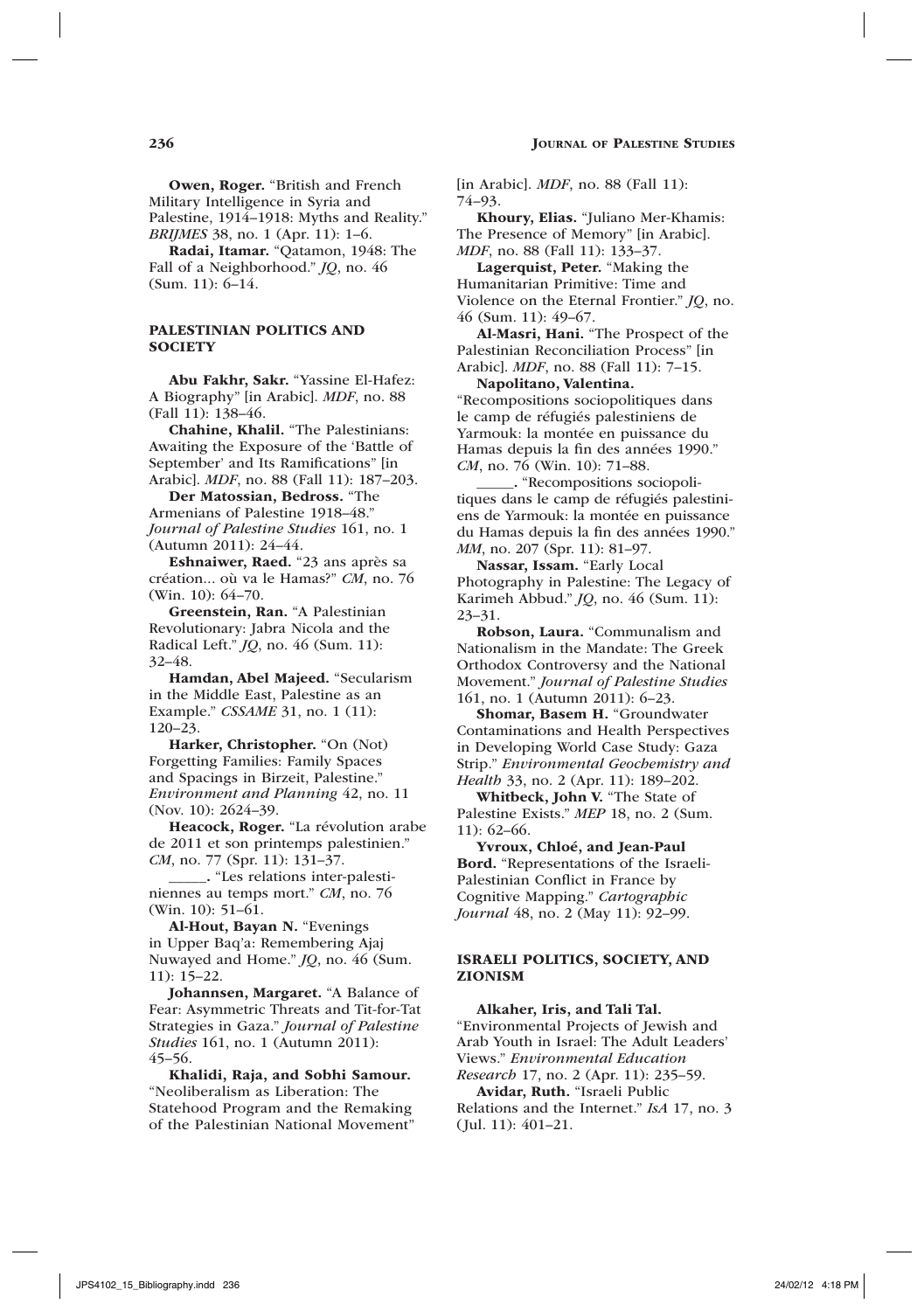**Owen, Roger.** "British and French Military Intelligence in Syria and Palestine, 1914–1918: Myths and Reality." *BRIJMES* 38, no. 1 (Apr. 11): 1–6.

**Radai, Itamar.** "Qatamon, 1948: The Fall of a Neighborhood." *JQ*, no. 46 (Sum. 11): 6–14.

## PALESTINIAN POLITICS AND SOCIETY

**Abu Fakhr, Sakr.** "Yassine El-Hafez: A Biography" [in Arabic]. *MDF*, no. 88 (Fall 11): 138–46.

**Chahine, Khalil.** "The Palestinians: Awaiting the Exposure of the 'Battle of September' and Its Ramifications" [in Arabic]. *MDF*, no. 88 (Fall 11): 187–203.

**Der Matossian, Bedross.** "The Armenians of Palestine 1918–48." *Journal of Palestine Studies* 161, no. 1 (Autumn 2011): 24–44.

**Eshnaiwer, Raed.** "23 ans après sa création... où va le Hamas?" *CM*, no. 76 (Win. 10): 64–70.

**Greenstein, Ran.** "A Palestinian Revolutionary: Jabra Nicola and the Radical Left." *JQ*, no. 46 (Sum. 11): 32–48.

**Hamdan, Abel Majeed.** "Secularism in the Middle East, Palestine as an Example." *CSSAME* 31, no. 1 (11): 120–23.

**Harker, Christopher.** "On (Not) Forgetting Families: Family Spaces and Spacings in Birzeit, Palestine." *Environment and Planning* 42, no. 11 (Nov. 10): 2624–39.

**Heacock, Roger.** "La révolution arabe de 2011 et son printemps palestinien." *CM*, no. 77 (Spr. 11): 131–37.

_____. "Les relations inter-palestiniennes au temps mort." *CM*, no. 76 (Win. 10): 51–61.

**Al-Hout, Bayan N.** "Evenings in Upper Baq'a: Remembering Ajaj Nuwayed and Home." *JQ*, no. 46 (Sum. 11): 15–22.

**Johannsen, Margaret.** "A Balance of Fear: Asymmetric Threats and Tit-for-Tat Strategies in Gaza." *Journal of Palestine Studies* 161, no. 1 (Autumn 2011): 45–56.

**Khalidi, Raja, and Sobhi Samour.** "Neoliberalism as Liberation: The Statehood Program and the Remaking of the Palestinian National Movement" [in Arabic]. *MDF*, no. 88 (Fall 11): 74–93.

**Khoury, Elias.** "Juliano Mer-Khamis: The Presence of Memory" [in Arabic]. *MDF*, no. 88 (Fall 11): 133–37.

**Lagerquist, Peter.** "Making the Humanitarian Primitive: Time and Violence on the Eternal Frontier." *JQ*, no. 46 (Sum. 11): 49–67.

**Al-Masri, Hani.** "The Prospect of the Palestinian Reconciliation Process" [in Arabic]. *MDF*, no. 88 (Fall 11): 7–15.

**Napolitano, Valentina.** "Recompositions sociopolitiques dans le camp de réfugiés palestiniens de Yarmouk: la montée en puissance du Hamas depuis la fin des années 1990." *CM*, no. 76 (Win. 10): 71–88.

_____. "Recompositions sociopolitiques dans le camp de réfugiés palestiniens de Yarmouk: la montée en puissance du Hamas depuis la fin des années 1990." *MM*, no. 207 (Spr. 11): 81–97.

**Nassar, Issam.** "Early Local Photography in Palestine: The Legacy of Karimeh Abbud." *JQ*, no. 46 (Sum. 11): 23–31.

**Robson, Laura.** "Communalism and Nationalism in the Mandate: The Greek Orthodox Controversy and the National Movement." *Journal of Palestine Studies* 161, no. 1 (Autumn 2011): 6–23.

**Shomar, Basem H.** "Groundwater Contaminations and Health Perspectives in Developing World Case Study: Gaza Strip." *Environmental Geochemistry and Health* 33, no. 2 (Apr. 11): 189–202.

**Whitbeck, John V.** "The State of Palestine Exists." *MEP* 18, no. 2 (Sum. 11): 62–66.

**Yvroux, Chloé, and Jean-Paul Bord.** "Representations of the Israeli-Palestinian Conflict in France by Cognitive Mapping." *Cartographic Journal* 48, no. 2 (May 11): 92–99.

## ISRAELI POLITICS, SOCIETY, AND ZIONISM

**Alkaher, Iris, and Tali Tal.** "Environmental Projects of Jewish and Arab Youth in Israel: The Adult Leaders' Views." *Environmental Education Research* 17, no. 2 (Apr. 11): 235–59.

**Avidar, Ruth.** "Israeli Public Relations and the Internet." *IsA* 17, no. 3 (Jul. 11): 401–21.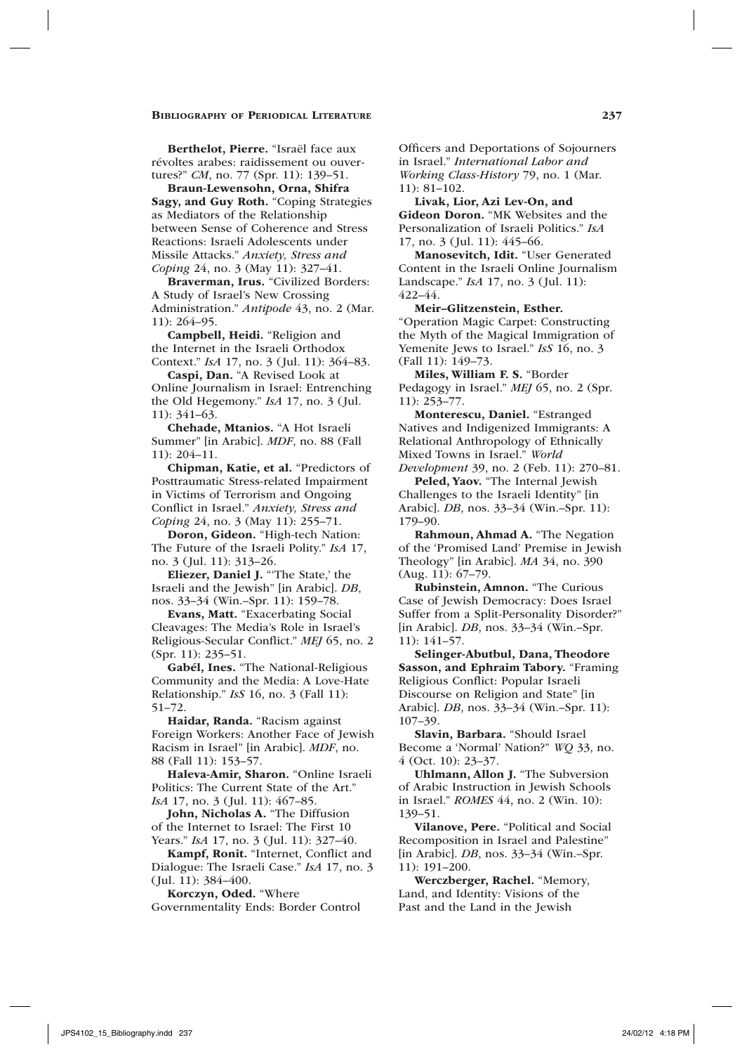**Berthelot, Pierre.** "Israël face aux révoltes arabes: raidissement ou ouvertures?" *CM*, no. 77 (Spr. 11): 139–51.

**Braun-Lewensohn, Orna, Shifra Sagy, and Guy Roth.** "Coping Strategies as Mediators of the Relationship between Sense of Coherence and Stress Reactions: Israeli Adolescents under Missile Attacks." *Anxiety, Stress and Coping* 24, no. 3 (May 11): 327–41.

**Braverman, Irus.** "Civilized Borders: A Study of Israel's New Crossing Administration." *Antipode* 43, no. 2 (Mar. 11): 264–95.

**Campbell, Heidi.** "Religion and the Internet in the Israeli Orthodox Context." *IsA* 17, no. 3 (Jul. 11): 364–83.

**Caspi, Dan.** "A Revised Look at Online Journalism in Israel: Entrenching the Old Hegemony." *IsA* 17, no. 3 (Jul. 11): 341–63.

**Chehade, Mtanios.** "A Hot Israeli Summer" [in Arabic]. *MDF*, no. 88 (Fall 11): 204–11.

**Chipman, Katie, et al.** "Predictors of Posttraumatic Stress-related Impairment in Victims of Terrorism and Ongoing Conflict in Israel." *Anxiety, Stress and Coping* 24, no. 3 (May 11): 255–71.

**Doron, Gideon.** "High-tech Nation: The Future of the Israeli Polity." *IsA* 17, no. 3 (Jul. 11): 313–26.

**Eliezer, Daniel J.** "'The State,' the Israeli and the Jewish" [in Arabic]. *DB*, nos. 33–34 (Win.–Spr. 11): 159–78.

**Evans, Matt.** "Exacerbating Social Cleavages: The Media's Role in Israel's Religious-Secular Conflict." *MEJ* 65, no. 2 (Spr. 11): 235–51.

**Gabél, Ines.** "The National-Religious Community and the Media: A Love-Hate Relationship." *IsS* 16, no. 3 (Fall 11): 51–72.

**Haidar, Randa.** "Racism against Foreign Workers: Another Face of Jewish Racism in Israel" [in Arabic]. *MDF*, no. 88 (Fall 11): 153–57.

**Haleva-Amir, Sharon.** "Online Israeli Politics: The Current State of the Art." *IsA* 17, no. 3 (Jul. 11): 467–85.

**John, Nicholas A.** "The Diffusion of the Internet to Israel: The First 10 Years." *IsA* 17, no. 3 (Jul. 11): 327–40.

**Kampf, Ronit.** "Internet, Conflict and Dialogue: The Israeli Case." *IsA* 17, no. 3 (Jul. 11): 384–400.

**Korczyn, Oded.** "Where Governmentality Ends: Border Control Officers and Deportations of Sojourners in Israel." *International Labor and Working Class-History* 79, no. 1 (Mar. 11): 81–102.

**Livak, Lior, Azi Lev-On, and Gideon Doron.** "MK Websites and the Personalization of Israeli Politics." *IsA* 17, no. 3 (Jul. 11): 445–66.

**Manosevitch, Idit.** "User Generated Content in the Israeli Online Journalism Landscape." *IsA* 17, no. 3 (Jul. 11): 422–44.

**Meir–Glitzenstein, Esther.** "Operation Magic Carpet: Constructing the Myth of the Magical Immigration of Yemenite Jews to Israel." *IsS* 16, no. 3 (Fall 11): 149–73.

**Miles, William F. S.** "Border Pedagogy in Israel." *MEJ* 65, no. 2 (Spr. 11): 253–77.

**Monterescu, Daniel.** "Estranged Natives and Indigenized Immigrants: A Relational Anthropology of Ethnically Mixed Towns in Israel." *World Development* 39, no. 2 (Feb. 11): 270–81.

**Peled, Yaov.** "The Internal Jewish Challenges to the Israeli Identity" [in Arabic]. *DB*, nos. 33–34 (Win.–Spr. 11): 179–90.

**Rahmoun, Ahmad A.** "The Negation of the 'Promised Land' Premise in Jewish Theology" [in Arabic]. *MA* 34, no. 390 (Aug. 11): 67–79.

**Rubinstein, Amnon.** "The Curious Case of Jewish Democracy: Does Israel Suffer from a Split-Personality Disorder?" [in Arabic]. *DB*, nos. 33–34 (Win.–Spr. 11): 141–57.

**Selinger-Abutbul, Dana, Theodore Sasson, and Ephraim Tabory.** "Framing Religious Conflict: Popular Israeli Discourse on Religion and State" [in Arabic]. *DB*, nos. 33–34 (Win.–Spr. 11): 107–39.

**Slavin, Barbara.** "Should Israel Become a 'Normal' Nation?" *WQ* 33, no. 4 (Oct. 10): 23–37.

**Uhlmann, Allon J.** "The Subversion of Arabic Instruction in Jewish Schools in Israel." *ROMES* 44, no. 2 (Win. 10): 139–51.

**Vilanove, Pere.** "Political and Social Recomposition in Israel and Palestine" [in Arabic]. *DB*, nos. 33–34 (Win.–Spr. 11): 191–200.

**Werczberger, Rachel.** "Memory, Land, and Identity: Visions of the Past and the Land in the Jewish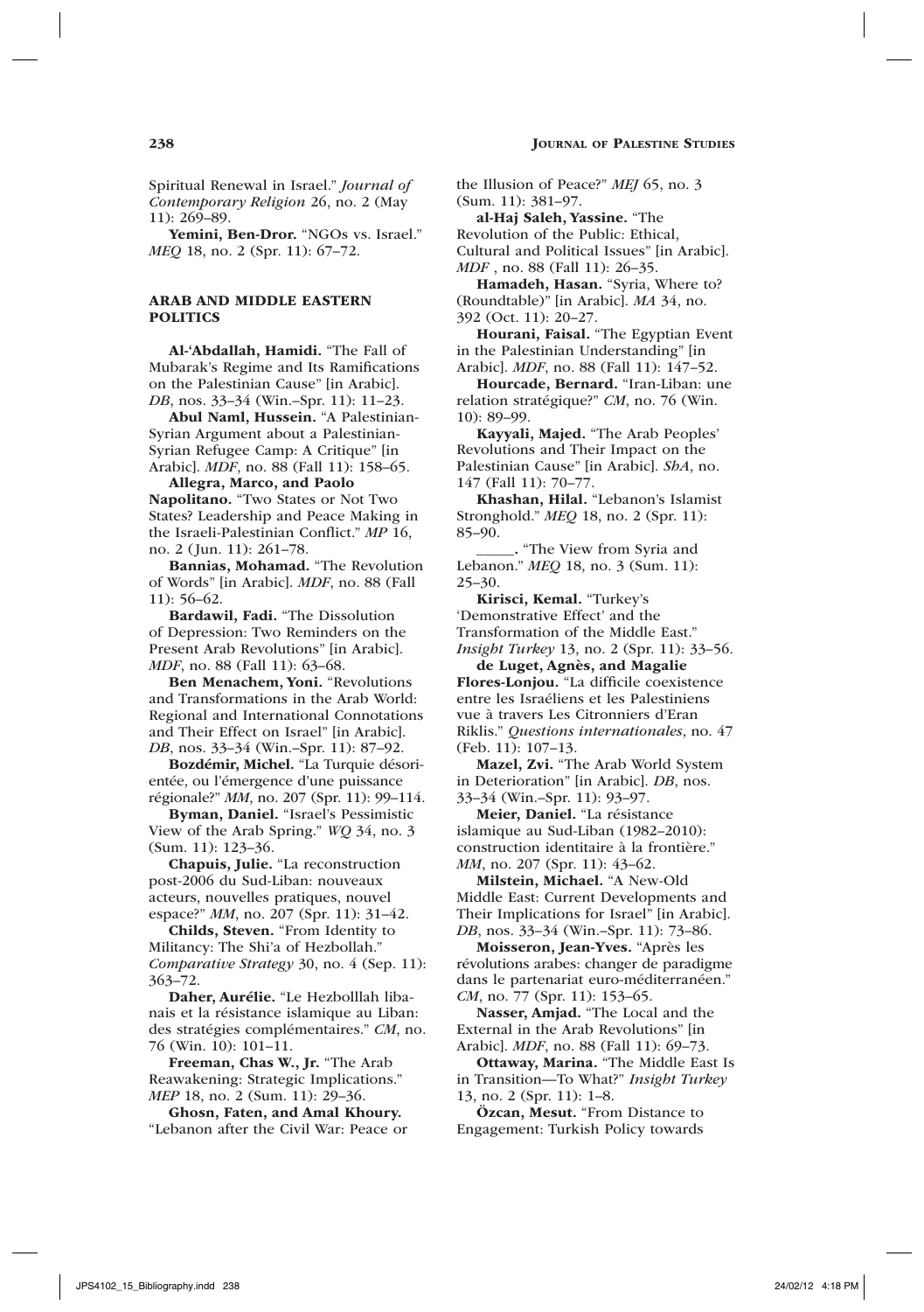Spiritual Renewal in Israel." *Journal of Contemporary Religion* 26, no. 2 (May 11): 269–89.

**Yemini, Ben-Dror.** "NGOs vs. Israel." *MEQ* 18, no. 2 (Spr. 11): 67–72.

## ARAB AND MIDDLE EASTERN POLITICS

**Al-'Abdallah, Hamidi.** "The Fall of Mubarak's Regime and Its Ramifications on the Palestinian Cause" [in Arabic]. *DB*, nos. 33–34 (Win.–Spr. 11): 11–23.

**Abul Naml, Hussein.** "A Palestinian-Syrian Argument about a Palestinian-Syrian Refugee Camp: A Critique" [in Arabic]. *MDF*, no. 88 (Fall 11): 158–65.

**Allegra, Marco, and Paolo Napolitano.** "Two States or Not Two States? Leadership and Peace Making in the Israeli-Palestinian Conflict." *MP* 16, no. 2 (Jun. 11): 261–78.

**Bannias, Mohamad.** "The Revolution of Words" [in Arabic]. *MDF*, no. 88 (Fall 11): 56–62.

**Bardawil, Fadi.** "The Dissolution of Depression: Two Reminders on the Present Arab Revolutions" [in Arabic]. *MDF*, no. 88 (Fall 11): 63–68.

**Ben Menachem, Yoni.** "Revolutions and Transformations in the Arab World: Regional and International Connotations and Their Effect on Israel" [in Arabic]. *DB*, nos. 33–34 (Win.–Spr. 11): 87–92.

**Bozdémir, Michel.** "La Turquie désorientée, ou l'émergence d'une puissance régionale?" *MM*, no. 207 (Spr. 11): 99–114.

**Byman, Daniel.** "Israel's Pessimistic View of the Arab Spring." *WQ* 34, no. 3 (Sum. 11): 123–36.

**Chapuis, Julie.** "La reconstruction post-2006 du Sud-Liban: nouveaux acteurs, nouvelles pratiques, nouvel espace?" *MM*, no. 207 (Spr. 11): 31–42.

**Childs, Steven.** "From Identity to Militancy: The Shi'a of Hezbollah." *Comparative Strategy* 30, no. 4 (Sep. 11): 363–72.

**Daher, Aurélie.** "Le Hezbolllah libanais et la résistance islamique au Liban: des stratégies complémentaires." *CM*, no. 76 (Win. 10): 101–11.

**Freeman, Chas W., Jr.** "The Arab Reawakening: Strategic Implications." *MEP* 18, no. 2 (Sum. 11): 29–36.

**Ghosn, Faten, and Amal Khoury.** "Lebanon after the Civil War: Peace or the Illusion of Peace?" *MEJ* 65, no. 3 (Sum. 11): 381–97.

**al-Haj Saleh, Yassine.** "The Revolution of the Public: Ethical, Cultural and Political Issues" [in Arabic]. *MDF* , no. 88 (Fall 11): 26–35.

**Hamadeh, Hasan.** "Syria, Where to? (Roundtable)" [in Arabic]. *MA* 34, no. 392 (Oct. 11): 20–27.

**Hourani, Faisal.** "The Egyptian Event in the Palestinian Understanding" [in Arabic]. *MDF*, no. 88 (Fall 11): 147–52.

**Hourcade, Bernard.** "Iran-Liban: une relation stratégique?" *CM*, no. 76 (Win. 10): 89–99.

**Kayyali, Majed.** "The Arab Peoples' Revolutions and Their Impact on the Palestinian Cause" [in Arabic]. *ShA*, no. 147 (Fall 11): 70–77.

**Khashan, Hilal.** "Lebanon's Islamist Stronghold." *MEQ* 18, no. 2 (Spr. 11): 85–90.

**_____.** "The View from Syria and Lebanon." *MEQ* 18, no. 3 (Sum. 11): 25–30.

**Kirisci, Kemal.** "Turkey's 'Demonstrative Effect' and the Transformation of the Middle East." *Insight Turkey* 13, no. 2 (Spr. 11): 33–56.

**de Luget, Agnès, and Magalie Flores-Lonjou.** "La difficile coexistence entre les Israéliens et les Palestiniens vue à travers Les Citronniers d'Eran Riklis." *Questions internationales*, no. 47 (Feb. 11): 107–13.

**Mazel, Zvi.** "The Arab World System in Deterioration" [in Arabic]. *DB*, nos. 33–34 (Win.–Spr. 11): 93–97.

**Meier, Daniel.** "La résistance islamique au Sud-Liban (1982–2010): construction identitaire à la frontière." *MM*, no. 207 (Spr. 11): 43–62.

**Milstein, Michael.** "A New-Old Middle East: Current Developments and Their Implications for Israel" [in Arabic]. *DB*, nos. 33–34 (Win.–Spr. 11): 73–86.

**Moisseron, Jean-Yves.** "Après les révolutions arabes: changer de paradigme dans le partenariat euro-méditerranéen." *CM*, no. 77 (Spr. 11): 153–65.

**Nasser, Amjad.** "The Local and the External in the Arab Revolutions" [in Arabic]. *MDF*, no. 88 (Fall 11): 69–73.

**Ottaway, Marina.** "The Middle East Is in Transition—To What?" *Insight Turkey* 13, no. 2 (Spr. 11): 1–8.

**Özcan, Mesut.** "From Distance to Engagement: Turkish Policy towards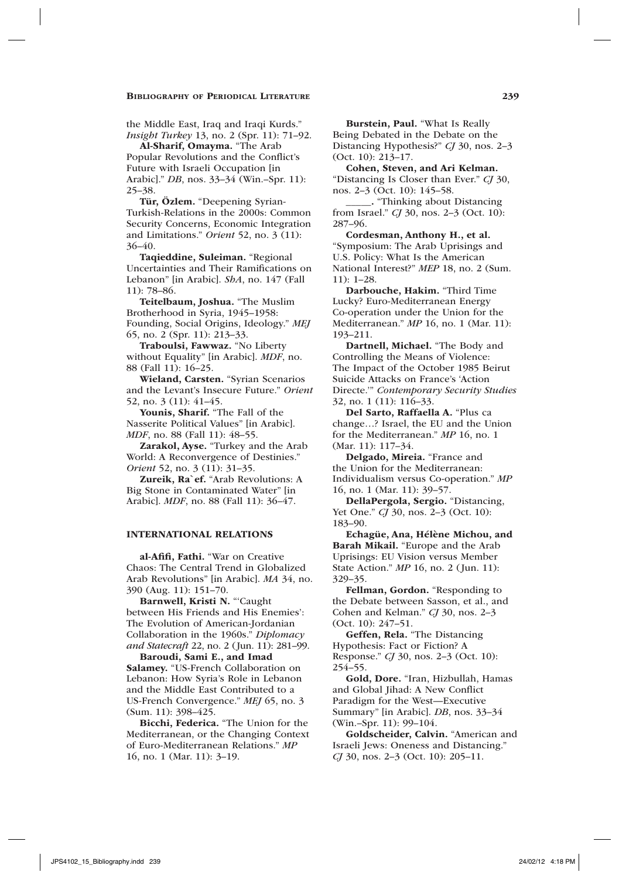the Middle East, Iraq and Iraqi Kurds." *Insight Turkey* 13, no. 2 (Spr. 11): 71–92.

**Al-Sharif, Omayma.** "The Arab Popular Revolutions and the Conflict's Future with Israeli Occupation [in Arabic]." *DB*, nos. 33–34 (Win.–Spr. 11): 25–38.

**Tür, Özlem.** "Deepening Syrian-Turkish-Relations in the 2000s: Common Security Concerns, Economic Integration and Limitations." *Orient* 52, no. 3 (11): 36–40.

**Taqieddine, Suleiman.** "Regional Uncertainties and Their Ramifications on Lebanon" [in Arabic]. *ShA*, no. 147 (Fall 11): 78–86.

**Teitelbaum, Joshua.** "The Muslim Brotherhood in Syria, 1945–1958: Founding, Social Origins, Ideology." *MEJ* 65, no. 2 (Spr. 11): 213–33.

**Traboulsi, Fawwaz.** "No Liberty without Equality" [in Arabic]. *MDF*, no. 88 (Fall 11): 16–25.

**Wieland, Carsten.** "Syrian Scenarios and the Levant's Insecure Future." *Orient* 52, no. 3 (11): 41–45.

**Younis, Sharif.** "The Fall of the Nasserite Political Values" [in Arabic]. *MDF*, no. 88 (Fall 11): 48–55.

**Zarakol, Ayse.** "Turkey and the Arab World: A Reconvergence of Destinies." *Orient* 52, no. 3 (11): 31–35.

**Zureik, Ra`ef.** "Arab Revolutions: A Big Stone in Contaminated Water" [in Arabic]. *MDF*, no. 88 (Fall 11): 36–47.

## INTERNATIONAL RELATIONS

**al-Afifi, Fathi.** "War on Creative Chaos: The Central Trend in Globalized Arab Revolutions" [in Arabic]. *MA* 34, no. 390 (Aug. 11): 151–70.

**Barnwell, Kristi N.** "'Caught between His Friends and His Enemies': The Evolution of American-Jordanian Collaboration in the 1960s." *Diplomacy and Statecraft* 22, no. 2 (Jun. 11): 281–99.

**Baroudi, Sami E., and Imad Salamey.** "US-French Collaboration on Lebanon: How Syria's Role in Lebanon and the Middle East Contributed to a US-French Convergence." *MEJ* 65, no. 3 (Sum. 11): 398–425.

**Bicchi, Federica.** "The Union for the Mediterranean, or the Changing Context of Euro-Mediterranean Relations." *MP* 16, no. 1 (Mar. 11): 3–19.

**Burstein, Paul.** "What Is Really Being Debated in the Debate on the Distancing Hypothesis?" *CJ* 30, nos. 2–3 (Oct. 10): 213–17.

**Cohen, Steven, and Ari Kelman.** "Distancing Is Closer than Ever." *CJ* 30, nos. 2–3 (Oct. 10): 145–58.

**\_\_\_\_\_.** "Thinking about Distancing from Israel." *CJ* 30, nos. 2–3 (Oct. 10): 287–96.

**Cordesman, Anthony H., et al.** "Symposium: The Arab Uprisings and U.S. Policy: What Is the American National Interest?" *MEP* 18, no. 2 (Sum. 11): 1–28.

**Darbouche, Hakim.** "Third Time Lucky? Euro-Mediterranean Energy Co-operation under the Union for the Mediterranean." *MP* 16, no. 1 (Mar. 11): 193–211.

**Dartnell, Michael.** "The Body and Controlling the Means of Violence: The Impact of the October 1985 Beirut Suicide Attacks on France's 'Action Directe.'" *Contemporary Security Studies* 32, no. 1 (11): 116–33.

**Del Sarto, Raffaella A.** "Plus ca change…? Israel, the EU and the Union for the Mediterranean." *MP* 16, no. 1 (Mar. 11): 117–34.

**Delgado, Mireia.** "France and the Union for the Mediterranean: Individualism versus Co-operation." *MP* 16, no. 1 (Mar. 11): 39–57.

**DellaPergola, Sergio.** "Distancing, Yet One." *CJ* 30, nos. 2–3 (Oct. 10): 183–90.

**Echagüe, Ana, Hélène Michou, and Barah Mikail.** "Europe and the Arab Uprisings: EU Vision versus Member State Action." *MP* 16, no. 2 (Jun. 11): 329–35.

**Fellman, Gordon.** "Responding to the Debate between Sasson, et al., and Cohen and Kelman." *CJ* 30, nos. 2–3 (Oct. 10): 247–51.

**Geffen, Rela.** "The Distancing Hypothesis: Fact or Fiction? A Response." *CJ* 30, nos. 2–3 (Oct. 10): 254–55.

**Gold, Dore.** "Iran, Hizbullah, Hamas and Global Jihad: A New Conflict Paradigm for the West—Executive Summary" [in Arabic]. *DB*, nos. 33–34 (Win.–Spr. 11): 99–104.

**Goldscheider, Calvin.** "American and Israeli Jews: Oneness and Distancing." *CJ* 30, nos. 2–3 (Oct. 10): 205–11.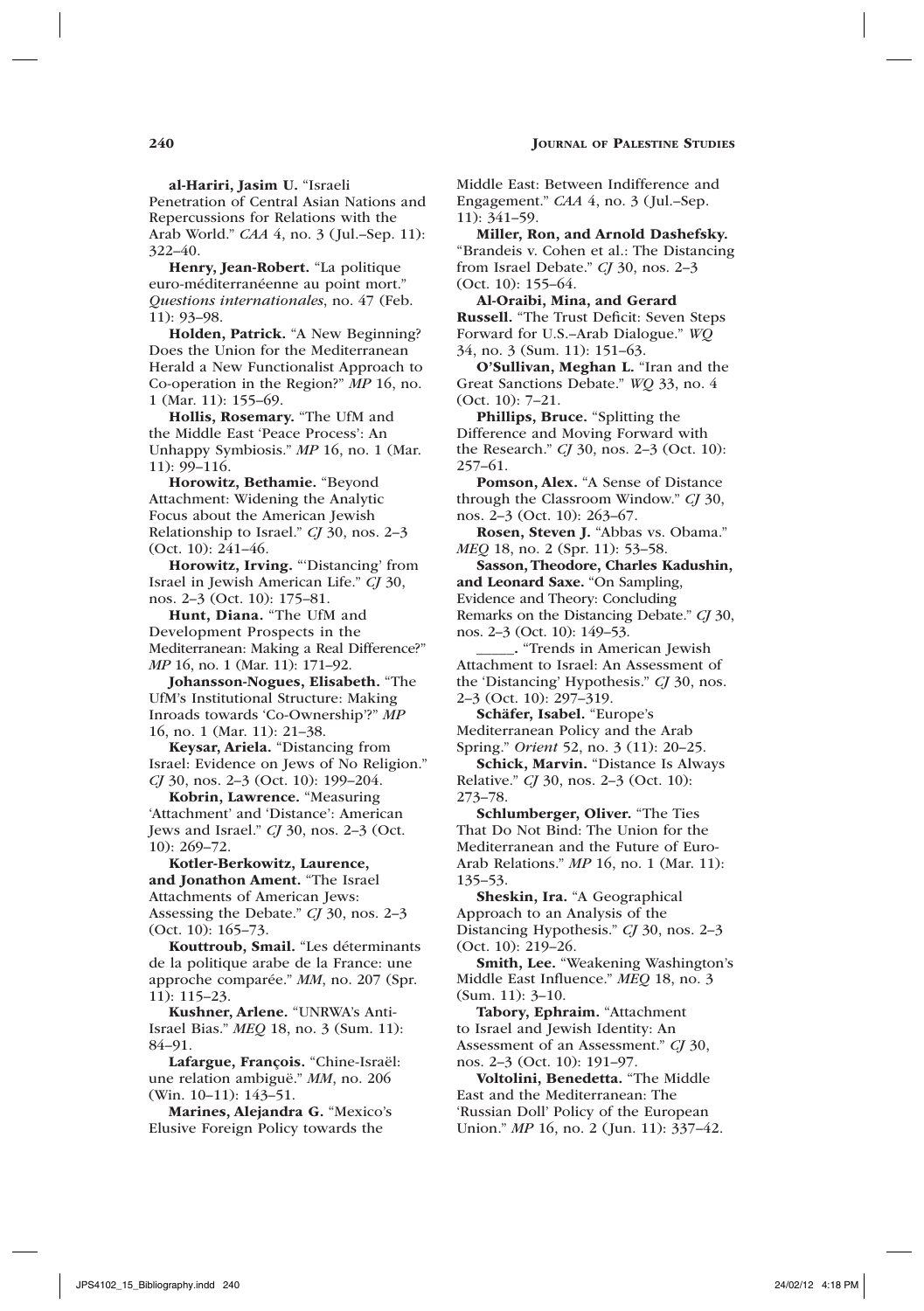**al-Hariri, Jasim U.** "Israeli Penetration of Central Asian Nations and Repercussions for Relations with the Arab World." *CAA* 4, no. 3 (Jul.–Sep. 11): 322–40.

**Henry, Jean-Robert.** "La politique euro-méditerranéenne au point mort." *Questions internationales*, no. 47 (Feb. 11): 93–98.

**Holden, Patrick.** "A New Beginning? Does the Union for the Mediterranean Herald a New Functionalist Approach to Co-operation in the Region?" *MP* 16, no. 1 (Mar. 11): 155–69.

**Hollis, Rosemary.** "The UfM and the Middle East 'Peace Process': An Unhappy Symbiosis." *MP* 16, no. 1 (Mar. 11): 99–116.

**Horowitz, Bethamie.** "Beyond Attachment: Widening the Analytic Focus about the American Jewish Relationship to Israel." *CJ* 30, nos. 2–3 (Oct. 10): 241–46.

**Horowitz, Irving.** "'Distancing' from Israel in Jewish American Life." *CJ* 30, nos. 2–3 (Oct. 10): 175–81.

**Hunt, Diana.** "The UfM and Development Prospects in the Mediterranean: Making a Real Difference?" *MP* 16, no. 1 (Mar. 11): 171–92.

**Johansson-Nogues, Elisabeth.** "The UfM's Institutional Structure: Making Inroads towards 'Co-Ownership'?" *MP* 16, no. 1 (Mar. 11): 21–38.

**Keysar, Ariela.** "Distancing from Israel: Evidence on Jews of No Religion." *CJ* 30, nos. 2–3 (Oct. 10): 199–204.

**Kobrin, Lawrence.** "Measuring 'Attachment' and 'Distance': American Jews and Israel." *CJ* 30, nos. 2–3 (Oct. 10): 269–72.

**Kotler-Berkowitz, Laurence, and Jonathon Ament.** "The Israel Attachments of American Jews: Assessing the Debate." *CJ* 30, nos. 2–3 (Oct. 10): 165–73.

**Kouttroub, Smail.** "Les déterminants de la politique arabe de la France: une approche comparée." *MM*, no. 207 (Spr. 11): 115–23.

**Kushner, Arlene.** "UNRWA's Anti-Israel Bias." *MEQ* 18, no. 3 (Sum. 11): 84–91.

**Lafargue, François.** "Chine-Israël: une relation ambiguë." *MM*, no. 206 (Win. 10–11): 143–51.

**Marines, Alejandra G.** "Mexico's Elusive Foreign Policy towards the Middle East: Between Indifference and Engagement." *CAA* 4, no. 3 (Jul.–Sep. 11): 341–59.

**Miller, Ron, and Arnold Dashefsky.** "Brandeis v. Cohen et al.: The Distancing from Israel Debate." *CJ* 30, nos. 2–3 (Oct. 10): 155–64.

**Al-Oraibi, Mina, and Gerard Russell.** "The Trust Deficit: Seven Steps Forward for U.S.–Arab Dialogue." *WQ* 34, no. 3 (Sum. 11): 151–63.

**O'Sullivan, Meghan L.** "Iran and the Great Sanctions Debate." *WQ* 33, no. 4 (Oct. 10): 7–21.

**Phillips, Bruce.** "Splitting the Difference and Moving Forward with the Research." *CJ* 30, nos. 2–3 (Oct. 10): 257–61.

**Pomson, Alex.** "A Sense of Distance through the Classroom Window." *CJ* 30, nos. 2–3 (Oct. 10): 263–67.

**Rosen, Steven J.** "Abbas vs. Obama." *MEQ* 18, no. 2 (Spr. 11): 53–58.

**Sasson, Theodore, Charles Kadushin, and Leonard Saxe.** "On Sampling, Evidence and Theory: Concluding Remarks on the Distancing Debate." *CJ* 30, nos. 2–3 (Oct. 10): 149–53.

**\_\_\_\_\_.** "Trends in American Jewish Attachment to Israel: An Assessment of the 'Distancing' Hypothesis." *CJ* 30, nos. 2–3 (Oct. 10): 297–319.

**Schäfer, Isabel.** "Europe's Mediterranean Policy and the Arab Spring." *Orient* 52, no. 3 (11): 20–25.

**Schick, Marvin.** "Distance Is Always Relative." *CJ* 30, nos. 2–3 (Oct. 10): 273–78.

**Schlumberger, Oliver.** "The Ties That Do Not Bind: The Union for the Mediterranean and the Future of Euro-Arab Relations." *MP* 16, no. 1 (Mar. 11): 135–53.

**Sheskin, Ira.** "A Geographical Approach to an Analysis of the Distancing Hypothesis." *CJ* 30, nos. 2–3 (Oct. 10): 219–26.

**Smith, Lee.** "Weakening Washington's Middle East Influence." *MEQ* 18, no. 3 (Sum. 11): 3–10.

**Tabory, Ephraim.** "Attachment to Israel and Jewish Identity: An Assessment of an Assessment." *CJ* 30, nos. 2–3 (Oct. 10): 191–97.

**Voltolini, Benedetta.** "The Middle East and the Mediterranean: The 'Russian Doll' Policy of the European Union." *MP* 16, no. 2 (Jun. 11): 337–42.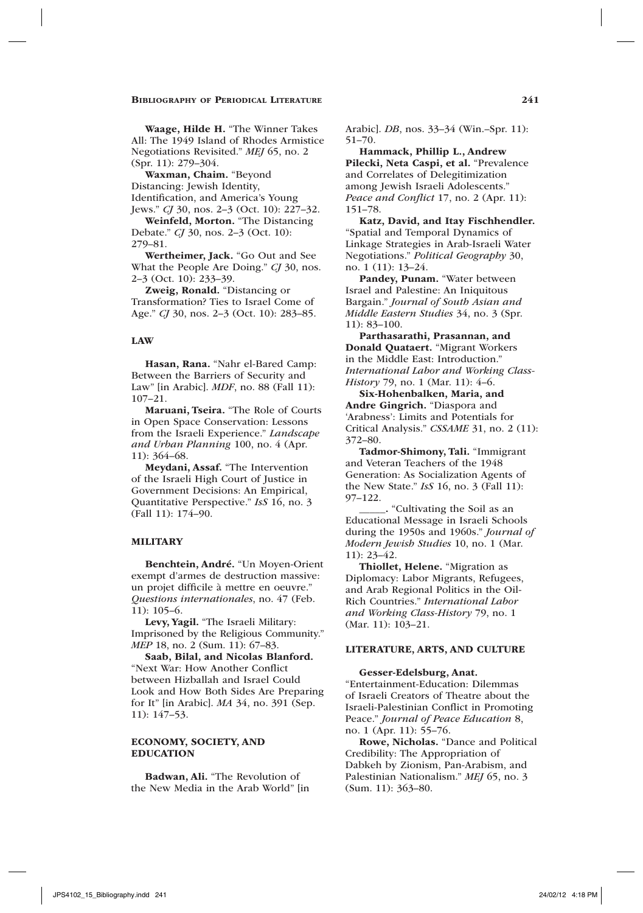**Waage, Hilde H.** "The Winner Takes All: The 1949 Island of Rhodes Armistice Negotiations Revisited." *MEJ* 65, no. 2 (Spr. 11): 279–304.

**Waxman, Chaim.** "Beyond Distancing: Jewish Identity, Identification, and America's Young Jews." *CJ* 30, nos. 2–3 (Oct. 10): 227–32.

**Weinfeld, Morton.** "The Distancing Debate." *CJ* 30, nos. 2–3 (Oct. 10): 279–81.

**Wertheimer, Jack.** "Go Out and See What the People Are Doing." *CJ* 30, nos. 2–3 (Oct. 10): 233–39.

**Zweig, Ronald.** "Distancing or Transformation? Ties to Israel Come of Age." *CJ* 30, nos. 2–3 (Oct. 10): 283–85.

### LAW

**Hasan, Rana.** "Nahr el-Bared Camp: Between the Barriers of Security and Law" [in Arabic]. *MDF*, no. 88 (Fall 11): 107–21.

**Maruani, Tseira.** "The Role of Courts in Open Space Conservation: Lessons from the Israeli Experience." *Landscape and Urban Planning* 100, no. 4 (Apr. 11): 364–68.

**Meydani, Assaf.** "The Intervention of the Israeli High Court of Justice in Government Decisions: An Empirical, Quantitative Perspective." *IsS* 16, no. 3 (Fall 11): 174–90.

### MILITARY

**Benchtein, André.** "Un Moyen-Orient exempt d'armes de destruction massive: un projet difficile à mettre en oeuvre." *Questions internationales*, no. 47 (Feb. 11): 105–6.

**Levy, Yagil.** "The Israeli Military: Imprisoned by the Religious Community." *MEP* 18, no. 2 (Sum. 11): 67–83.

**Saab, Bilal, and Nicolas Blanford.** "Next War: How Another Conflict between Hizballah and Israel Could Look and How Both Sides Are Preparing for It" [in Arabic]. *MA* 34, no. 391 (Sep. 11): 147–53.

### ECONOMY, SOCIETY, AND EDUCATION

**Badwan, Ali.** "The Revolution of the New Media in the Arab World" [in Arabic]. *DB*, nos. 33–34 (Win.–Spr. 11): 51–70.

**Hammack, Phillip L., Andrew Pilecki, Neta Caspi, et al.** "Prevalence and Correlates of Delegitimization among Jewish Israeli Adolescents." *Peace and Conflict* 17, no. 2 (Apr. 11): 151–78.

**Katz, David, and Itay Fischhendler.** "Spatial and Temporal Dynamics of Linkage Strategies in Arab-Israeli Water Negotiations." *Political Geography* 30, no. 1 (11): 13–24.

**Pandey, Punam.** "Water between Israel and Palestine: An Iniquitous Bargain." *Journal of South Asian and Middle Eastern Studies* 34, no. 3 (Spr. 11): 83–100.

**Parthasarathi, Prasannan, and Donald Quataert.** "Migrant Workers in the Middle East: Introduction." *International Labor and Working Class-History* 79, no. 1 (Mar. 11): 4–6.

**Six-Hohenbalken, Maria, and Andre Gingrich.** "Diaspora and 'Arabness': Limits and Potentials for Critical Analysis." *CSSAME* 31, no. 2 (11): 372–80.

**Tadmor-Shimony, Tali.** "Immigrant and Veteran Teachers of the 1948 Generation: As Socialization Agents of the New State." *IsS* 16, no. 3 (Fall 11): 97–122.

**\_\_\_\_\_.** "Cultivating the Soil as an Educational Message in Israeli Schools during the 1950s and 1960s." *Journal of Modern Jewish Studies* 10, no. 1 (Mar. 11): 23–42.

**Thiollet, Helene.** "Migration as Diplomacy: Labor Migrants, Refugees, and Arab Regional Politics in the Oil-Rich Countries." *International Labor and Working Class-History* 79, no. 1 (Mar. 11): 103–21.

### LITERATURE, ARTS, AND CULTURE

**Gesser-Edelsburg, Anat.** "Entertainment-Education: Dilemmas of Israeli Creators of Theatre about the Israeli-Palestinian Conflict in Promoting Peace." *Journal of Peace Education* 8, no. 1 (Apr. 11): 55–76.

**Rowe, Nicholas.** "Dance and Political Credibility: The Appropriation of Dabkeh by Zionism, Pan-Arabism, and Palestinian Nationalism." *MEJ* 65, no. 3 (Sum. 11): 363–80.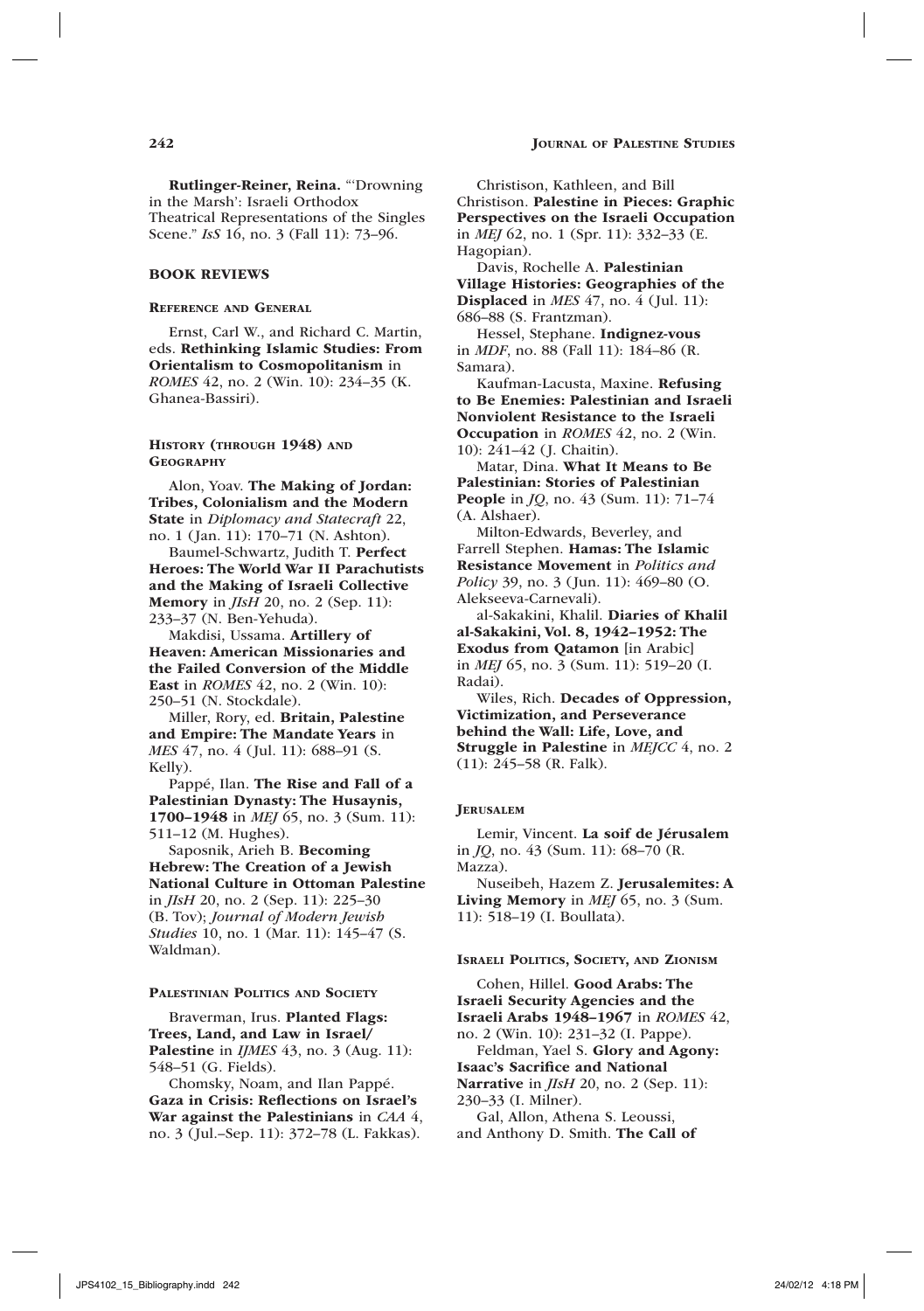**Rutlinger-Reiner, Reina.** "'Drowning in the Marsh': Israeli Orthodox Theatrical Representations of the Singles Scene." *IsS* 16, no. 3 (Fall 11): 73–96.

## BOOK REVIEWS

### Reference and General

Ernst, Carl W., and Richard C. Martin, eds. **Rethinking Islamic Studies: From Orientalism to Cosmopolitanism** in *ROMES* 42, no. 2 (Win. 10): 234–35 (K. Ghanea-Bassiri).

### History (through 1948) and Geography

Alon, Yoav. **The Making of Jordan: Tribes, Colonialism and the Modern State** in *Diplomacy and Statecraft* 22, no. 1 (Jan. 11): 170–71 (N. Ashton).

Baumel-Schwartz, Judith T. **Perfect Heroes: The World War II Parachutists and the Making of Israeli Collective Memory** in *JIsH* 20, no. 2 (Sep. 11): 233–37 (N. Ben-Yehuda).

Makdisi, Ussama. **Artillery of Heaven: American Missionaries and the Failed Conversion of the Middle East** in *ROMES* 42, no. 2 (Win. 10): 250–51 (N. Stockdale).

Miller, Rory, ed. **Britain, Palestine and Empire: The Mandate Years** in *MES* 47, no. 4 (Jul. 11): 688–91 (S. Kelly).

Pappé, Ilan. **The Rise and Fall of a Palestinian Dynasty: The Husaynis, 1700–1948** in *MEJ* 65, no. 3 (Sum. 11): 511–12 (M. Hughes).

Saposnik, Arieh B. **Becoming Hebrew: The Creation of a Jewish National Culture in Ottoman Palestine** in *JIsH* 20, no. 2 (Sep. 11): 225–30 (B. Tov); *Journal of Modern Jewish Studies* 10, no. 1 (Mar. 11): 145–47 (S. Waldman).

### Palestinian Politics and Society

Braverman, Irus. **Planted Flags: Trees, Land, and Law in Israel/Palestine** in *IJMES* 43, no. 3 (Aug. 11): 548–51 (G. Fields).

Chomsky, Noam, and Ilan Pappé. **Gaza in Crisis: Reflections on Israel's War against the Palestinians** in *CAA* 4, no. 3 (Jul.–Sep. 11): 372–78 (L. Fakkas).

Christison, Kathleen, and Bill Christison. **Palestine in Pieces: Graphic Perspectives on the Israeli Occupation** in *MEJ* 62, no. 1 (Spr. 11): 332–33 (E. Hagopian).

Davis, Rochelle A. **Palestinian Village Histories: Geographies of the Displaced** in *MES* 47, no. 4 (Jul. 11): 686–88 (S. Frantzman).

Hessel, Stephane. **Indignez-vous** in *MDF*, no. 88 (Fall 11): 184–86 (R. Samara).

Kaufman-Lacusta, Maxine. **Refusing to Be Enemies: Palestinian and Israeli Nonviolent Resistance to the Israeli Occupation** in *ROMES* 42, no. 2 (Win. 10): 241–42 (J. Chaitin).

Matar, Dina. **What It Means to Be Palestinian: Stories of Palestinian People** in *JQ*, no. 43 (Sum. 11): 71–74 (A. Alshaer).

Milton-Edwards, Beverley, and Farrell Stephen. **Hamas: The Islamic Resistance Movement** in *Politics and Policy* 39, no. 3 (Jun. 11): 469–80 (O. Alekseeva-Carnevali).

al-Sakakini, Khalil. **Diaries of Khalil al-Sakakini, Vol. 8, 1942–1952: The Exodus from Qatamon** [in Arabic] in *MEJ* 65, no. 3 (Sum. 11): 519–20 (I. Radai).

Wiles, Rich. **Decades of Oppression, Victimization, and Perseverance behind the Wall: Life, Love, and Struggle in Palestine** in *MEJCC* 4, no. 2 (11): 245–58 (R. Falk).

### Jerusalem

Lemir, Vincent. **La soif de Jérusalem** in *JQ*, no. 43 (Sum. 11): 68–70 (R. Mazza).

Nuseibeh, Hazem Z. **Jerusalemites: A Living Memory** in *MEJ* 65, no. 3 (Sum. 11): 518–19 (I. Boullata).

### Israeli Politics, Society, and Zionism

Cohen, Hillel. **Good Arabs: The Israeli Security Agencies and the Israeli Arabs 1948–1967** in *ROMES* 42, no. 2 (Win. 10): 231–32 (I. Pappe).

Feldman, Yael S. **Glory and Agony: Isaac's Sacrifice and National Narrative** in *JIsH* 20, no. 2 (Sep. 11): 230–33 (I. Milner).

Gal, Allon, Athena S. Leoussi, and Anthony D. Smith. **The Call of**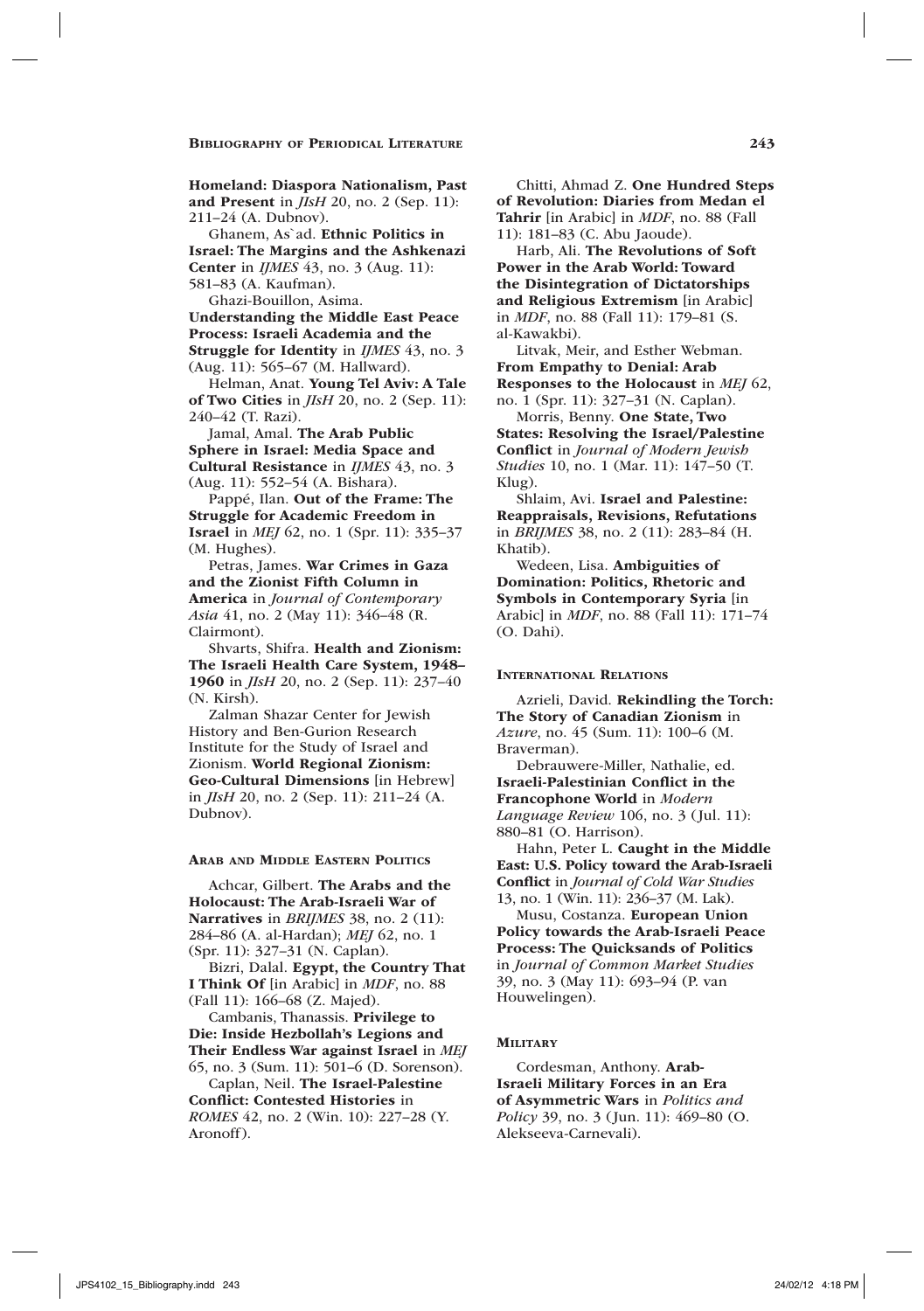**Homeland: Diaspora Nationalism, Past and Present** in *JIsH* 20, no. 2 (Sep. 11): 211–24 (A. Dubnov).

Ghanem, As`ad. **Ethnic Politics in Israel: The Margins and the Ashkenazi Center** in *IJMES* 43, no. 3 (Aug. 11): 581–83 (A. Kaufman).

Ghazi-Bouillon, Asima. **Understanding the Middle East Peace Process: Israeli Academia and the Struggle for Identity** in *IJMES* 43, no. 3 (Aug. 11): 565–67 (M. Hallward).

Helman, Anat. **Young Tel Aviv: A Tale of Two Cities** in *JIsH* 20, no. 2 (Sep. 11): 240–42 (T. Razi).

Jamal, Amal. **The Arab Public Sphere in Israel: Media Space and Cultural Resistance** in *IJMES* 43, no. 3 (Aug. 11): 552–54 (A. Bishara).

Pappé, Ilan. **Out of the Frame: The Struggle for Academic Freedom in Israel** in *MEJ* 62, no. 1 (Spr. 11): 335–37 (M. Hughes).

Petras, James. **War Crimes in Gaza and the Zionist Fifth Column in America** in *Journal of Contemporary Asia* 41, no. 2 (May 11): 346–48 (R. Clairmont).

Shvarts, Shifra. **Health and Zionism: The Israeli Health Care System, 1948–1960** in *JIsH* 20, no. 2 (Sep. 11): 237–40 (N. Kirsh).

Zalman Shazar Center for Jewish History and Ben-Gurion Research Institute for the Study of Israel and Zionism. **World Regional Zionism: Geo-Cultural Dimensions** [in Hebrew] in *JIsH* 20, no. 2 (Sep. 11): 211–24 (A. Dubnov).

## Arab and Middle Eastern Politics

Achcar, Gilbert. **The Arabs and the Holocaust: The Arab-Israeli War of Narratives** in *BRIJMES* 38, no. 2 (11): 284–86 (A. al-Hardan); *MEJ* 62, no. 1 (Spr. 11): 327–31 (N. Caplan).

Bizri, Dalal. **Egypt, the Country That I Think Of** [in Arabic] in *MDF*, no. 88 (Fall 11): 166–68 (Z. Majed).

Cambanis, Thanassis. **Privilege to Die: Inside Hezbollah's Legions and Their Endless War against Israel** in *MEJ* 65, no. 3 (Sum. 11): 501–6 (D. Sorenson).

Caplan, Neil. **The Israel-Palestine Conflict: Contested Histories** in *ROMES* 42, no. 2 (Win. 10): 227–28 (Y. Aronoff).

Chitti, Ahmad Z. **One Hundred Steps of Revolution: Diaries from Medan el Tahrir** [in Arabic] in *MDF*, no. 88 (Fall 11): 181–83 (C. Abu Jaoude).

Harb, Ali. **The Revolutions of Soft Power in the Arab World: Toward the Disintegration of Dictatorships and Religious Extremism** [in Arabic] in *MDF*, no. 88 (Fall 11): 179–81 (S. al-Kawakbi).

Litvak, Meir, and Esther Webman. **From Empathy to Denial: Arab Responses to the Holocaust** in *MEJ* 62, no. 1 (Spr. 11): 327–31 (N. Caplan).

Morris, Benny. **One State, Two States: Resolving the Israel/Palestine Conflict** in *Journal of Modern Jewish Studies* 10, no. 1 (Mar. 11): 147–50 (T. Klug).

Shlaim, Avi. **Israel and Palestine: Reappraisals, Revisions, Refutations** in *BRIJMES* 38, no. 2 (11): 283–84 (H. Khatib).

Wedeen, Lisa. **Ambiguities of Domination: Politics, Rhetoric and Symbols in Contemporary Syria** [in Arabic] in *MDF*, no. 88 (Fall 11): 171–74 (O. Dahi).

## International Relations

Azrieli, David. **Rekindling the Torch: The Story of Canadian Zionism** in *Azure*, no. 45 (Sum. 11): 100–6 (M. Braverman).

Debrauwere-Miller, Nathalie, ed. **Israeli-Palestinian Conflict in the Francophone World** in *Modern Language Review* 106, no. 3 (Jul. 11): 880–81 (O. Harrison).

Hahn, Peter L. **Caught in the Middle East: U.S. Policy toward the Arab-Israeli Conflict** in *Journal of Cold War Studies* 13, no. 1 (Win. 11): 236–37 (M. Lak).

Musu, Costanza. **European Union Policy towards the Arab-Israeli Peace Process: The Quicksands of Politics** in *Journal of Common Market Studies* 39, no. 3 (May 11): 693–94 (P. van Houwelingen).

## Military

Cordesman, Anthony. **Arab-Israeli Military Forces in an Era of Asymmetric Wars** in *Politics and Policy* 39, no. 3 (Jun. 11): 469–80 (O. Alekseeva-Carnevali).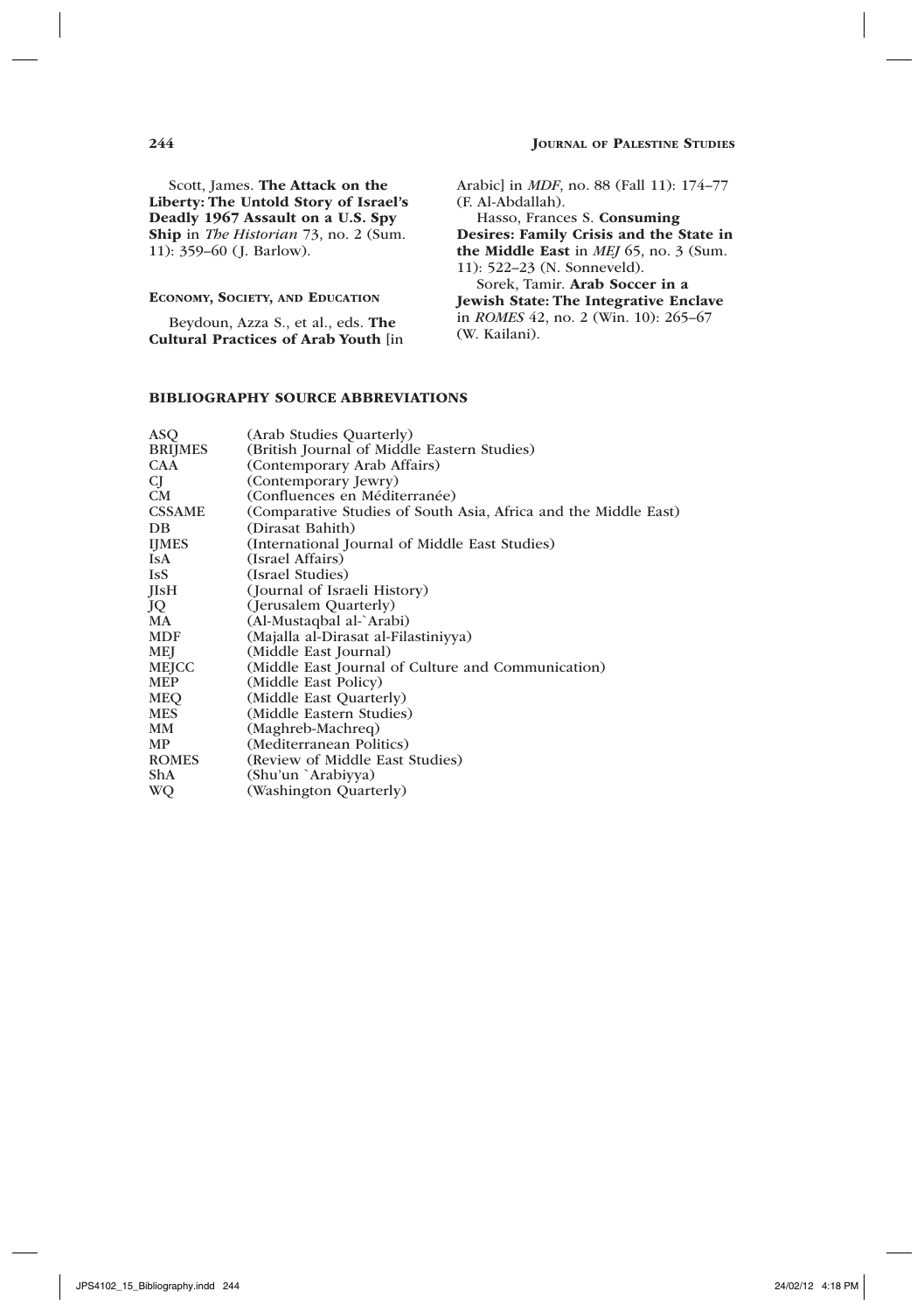Scott, James. **The Attack on the Liberty: The Untold Story of Israel's Deadly 1967 Assault on a U.S. Spy Ship** in *The Historian* 73, no. 2 (Sum. 11): 359–60 (J. Barlow).

### Economy, Society, and Education

Beydoun, Azza S., et al., eds. **The Cultural Practices of Arab Youth** [in Arabic] in *MDF*, no. 88 (Fall 11): 174–77 (F. Al-Abdallah).

Hasso, Frances S. **Consuming Desires: Family Crisis and the State in the Middle East** in *MEJ* 65, no. 3 (Sum. 11): 522–23 (N. Sonneveld).

Sorek, Tamir. **Arab Soccer in a Jewish State: The Integrative Enclave** in *ROMES* 42, no. 2 (Win. 10): 265–67 (W. Kailani).

## BIBLIOGRAPHY SOURCE ABBREVIATIONS

| | |
|---|---|
| ASQ | (Arab Studies Quarterly) |
| BRIJMES | (British Journal of Middle Eastern Studies) |
| CAA | (Contemporary Arab Affairs) |
| CJ | (Contemporary Jewry) |
| CM | (Confluences en Méditerranée) |
| CSSAME | (Comparative Studies of South Asia, Africa and the Middle East) |
| DB | (Dirasat Bahith) |
| IJMES | (International Journal of Middle East Studies) |
| IsA | (Israel Affairs) |
| IsS | (Israel Studies) |
| JIsH | (Journal of Israeli History) |
| JQ | (Jerusalem Quarterly) |
| MA | (Al-Mustaqbal al-`Arabi) |
| MDF | (Majalla al-Dirasat al-Filastiniyya) |
| MEJ | (Middle East Journal) |
| MEJCC | (Middle East Journal of Culture and Communication) |
| MEP | (Middle East Policy) |
| MEQ | (Middle East Quarterly) |
| MES | (Middle Eastern Studies) |
| MM | (Maghreb-Machreq) |
| MP | (Mediterranean Politics) |
| ROMES | (Review of Middle East Studies) |
| ShA | (Shu'un `Arabiyya) |
| WQ | (Washington Quarterly) |